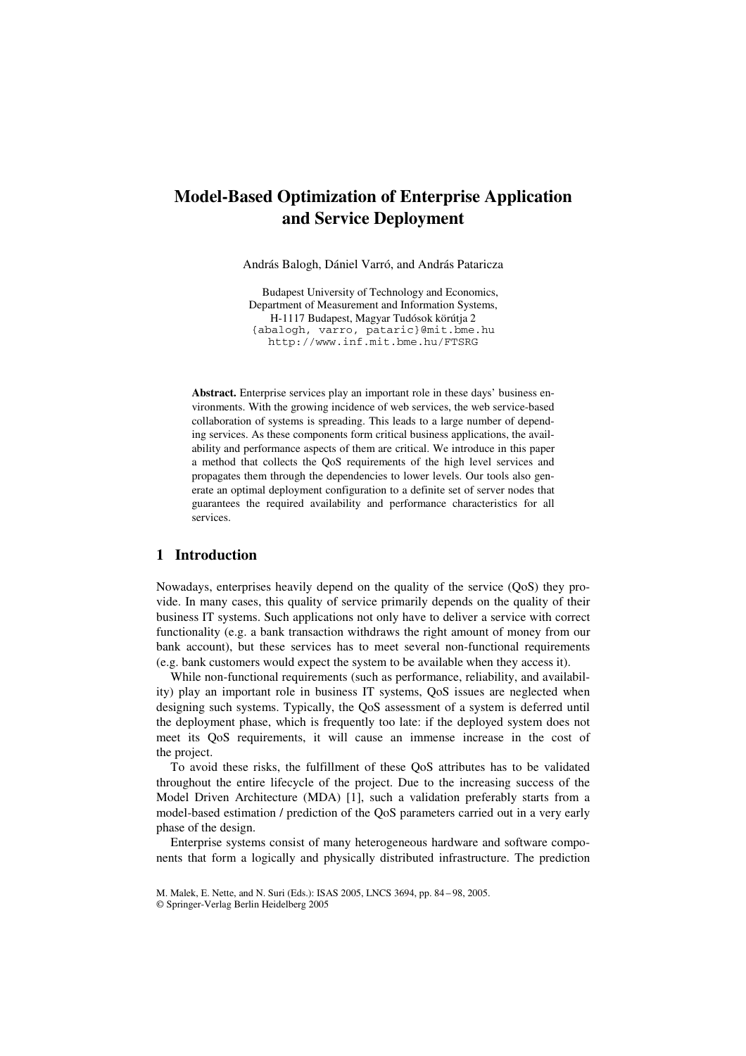# Model-Based Optimization of Enterprise Application and Service Deployment

András Balogh, Dániel Varró, and András Pataricza

Budapest University of Technology and Economics,
Department of Measurement and Information Systems,
H-1117 Budapest, Magyar Tudósok körútja 2
{abalogh, varro, pataric}@mit.bme.hu
http://www.inf.mit.bme.hu/FTSRG

**Abstract.** Enterprise services play an important role in these days' business environments. With the growing incidence of web services, the web service-based collaboration of systems is spreading. This leads to a large number of depending services. As these components form critical business applications, the availability and performance aspects of them are critical. We introduce in this paper a method that collects the QoS requirements of the high level services and propagates them through the dependencies to lower levels. Our tools also generate an optimal deployment configuration to a definite set of server nodes that guarantees the required availability and performance characteristics for all services.

## 1 Introduction

Nowadays, enterprises heavily depend on the quality of the service (QoS) they provide. In many cases, this quality of service primarily depends on the quality of their business IT systems. Such applications not only have to deliver a service with correct functionality (e.g. a bank transaction withdraws the right amount of money from our bank account), but these services has to meet several non-functional requirements (e.g. bank customers would expect the system to be available when they access it).

While non-functional requirements (such as performance, reliability, and availability) play an important role in business IT systems, QoS issues are neglected when designing such systems. Typically, the QoS assessment of a system is deferred until the deployment phase, which is frequently too late: if the deployed system does not meet its QoS requirements, it will cause an immense increase in the cost of the project.

To avoid these risks, the fulfillment of these QoS attributes has to be validated throughout the entire lifecycle of the project. Due to the increasing success of the Model Driven Architecture (MDA) [1], such a validation preferably starts from a model-based estimation / prediction of the QoS parameters carried out in a very early phase of the design.

Enterprise systems consist of many heterogeneous hardware and software components that form a logically and physically distributed infrastructure. The prediction

M. Malek, E. Nette, and N. Suri (Eds.): ISAS 2005, LNCS 3694, pp. 84 – 98, 2005.
© Springer-Verlag Berlin Heidelberg 2005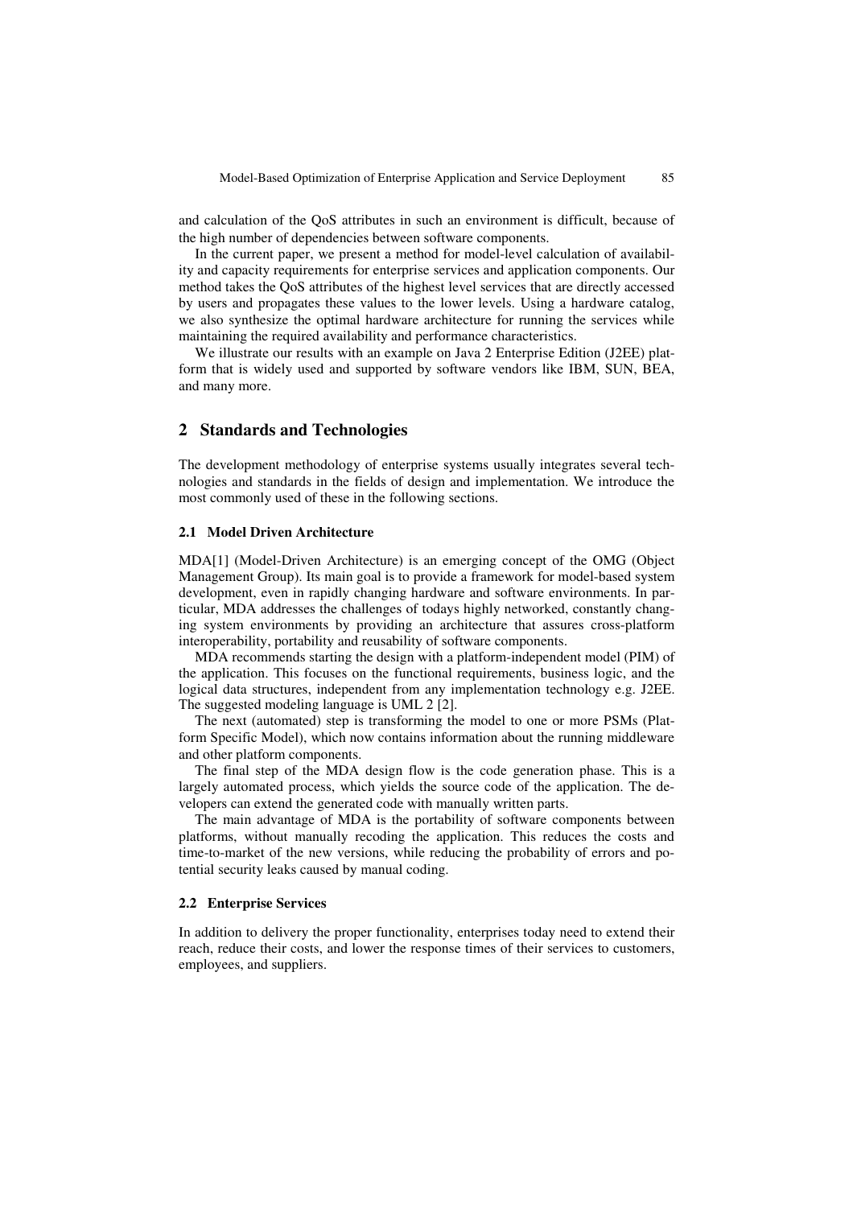and calculation of the QoS attributes in such an environment is difficult, because of the high number of dependencies between software components.

In the current paper, we present a method for model-level calculation of availability and capacity requirements for enterprise services and application components. Our method takes the QoS attributes of the highest level services that are directly accessed by users and propagates these values to the lower levels. Using a hardware catalog, we also synthesize the optimal hardware architecture for running the services while maintaining the required availability and performance characteristics.

We illustrate our results with an example on Java 2 Enterprise Edition (J2EE) platform that is widely used and supported by software vendors like IBM, SUN, BEA, and many more.

## 2 Standards and Technologies

The development methodology of enterprise systems usually integrates several technologies and standards in the fields of design and implementation. We introduce the most commonly used of these in the following sections.

### 2.1 Model Driven Architecture

MDA[1] (Model-Driven Architecture) is an emerging concept of the OMG (Object Management Group). Its main goal is to provide a framework for model-based system development, even in rapidly changing hardware and software environments. In particular, MDA addresses the challenges of todays highly networked, constantly changing system environments by providing an architecture that assures cross-platform interoperability, portability and reusability of software components.

MDA recommends starting the design with a platform-independent model (PIM) of the application. This focuses on the functional requirements, business logic, and the logical data structures, independent from any implementation technology e.g. J2EE. The suggested modeling language is UML 2 [2].

The next (automated) step is transforming the model to one or more PSMs (Platform Specific Model), which now contains information about the running middleware and other platform components.

The final step of the MDA design flow is the code generation phase. This is a largely automated process, which yields the source code of the application. The developers can extend the generated code with manually written parts.

The main advantage of MDA is the portability of software components between platforms, without manually recoding the application. This reduces the costs and time-to-market of the new versions, while reducing the probability of errors and potential security leaks caused by manual coding.

### 2.2 Enterprise Services

In addition to delivery the proper functionality, enterprises today need to extend their reach, reduce their costs, and lower the response times of their services to customers, employees, and suppliers.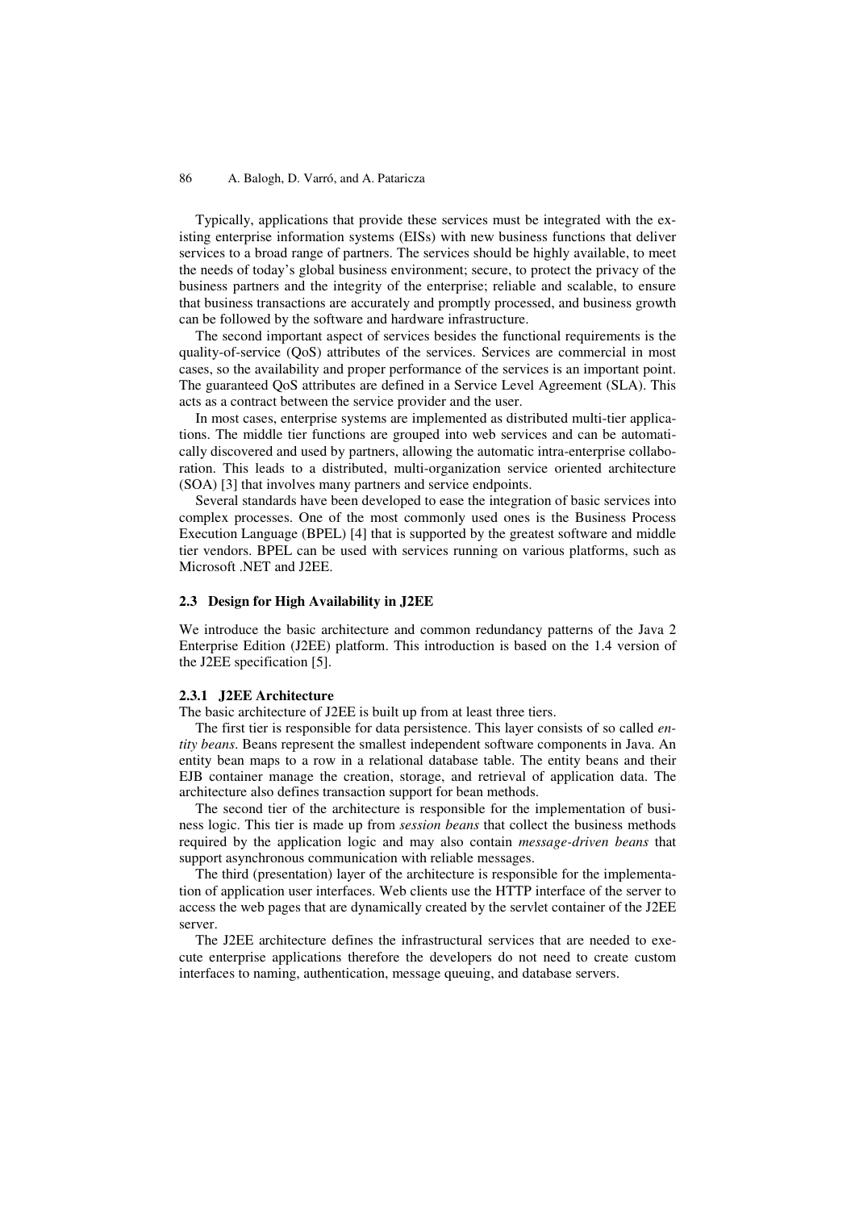Typically, applications that provide these services must be integrated with the existing enterprise information systems (EISs) with new business functions that deliver services to a broad range of partners. The services should be highly available, to meet the needs of today's global business environment; secure, to protect the privacy of the business partners and the integrity of the enterprise; reliable and scalable, to ensure that business transactions are accurately and promptly processed, and business growth can be followed by the software and hardware infrastructure.

The second important aspect of services besides the functional requirements is the quality-of-service (QoS) attributes of the services. Services are commercial in most cases, so the availability and proper performance of the services is an important point. The guaranteed QoS attributes are defined in a Service Level Agreement (SLA). This acts as a contract between the service provider and the user.

In most cases, enterprise systems are implemented as distributed multi-tier applications. The middle tier functions are grouped into web services and can be automatically discovered and used by partners, allowing the automatic intra-enterprise collaboration. This leads to a distributed, multi-organization service oriented architecture (SOA) [3] that involves many partners and service endpoints.

Several standards have been developed to ease the integration of basic services into complex processes. One of the most commonly used ones is the Business Process Execution Language (BPEL) [4] that is supported by the greatest software and middle tier vendors. BPEL can be used with services running on various platforms, such as Microsoft .NET and J2EE.

### 2.3 Design for High Availability in J2EE

We introduce the basic architecture and common redundancy patterns of the Java 2 Enterprise Edition (J2EE) platform. This introduction is based on the 1.4 version of the J2EE specification [5].

#### 2.3.1 J2EE Architecture

The basic architecture of J2EE is built up from at least three tiers.

The first tier is responsible for data persistence. This layer consists of so called *entity beans*. Beans represent the smallest independent software components in Java. An entity bean maps to a row in a relational database table. The entity beans and their EJB container manage the creation, storage, and retrieval of application data. The architecture also defines transaction support for bean methods.

The second tier of the architecture is responsible for the implementation of business logic. This tier is made up from *session beans* that collect the business methods required by the application logic and may also contain *message-driven beans* that support asynchronous communication with reliable messages.

The third (presentation) layer of the architecture is responsible for the implementation of application user interfaces. Web clients use the HTTP interface of the server to access the web pages that are dynamically created by the servlet container of the J2EE server.

The J2EE architecture defines the infrastructural services that are needed to execute enterprise applications therefore the developers do not need to create custom interfaces to naming, authentication, message queuing, and database servers.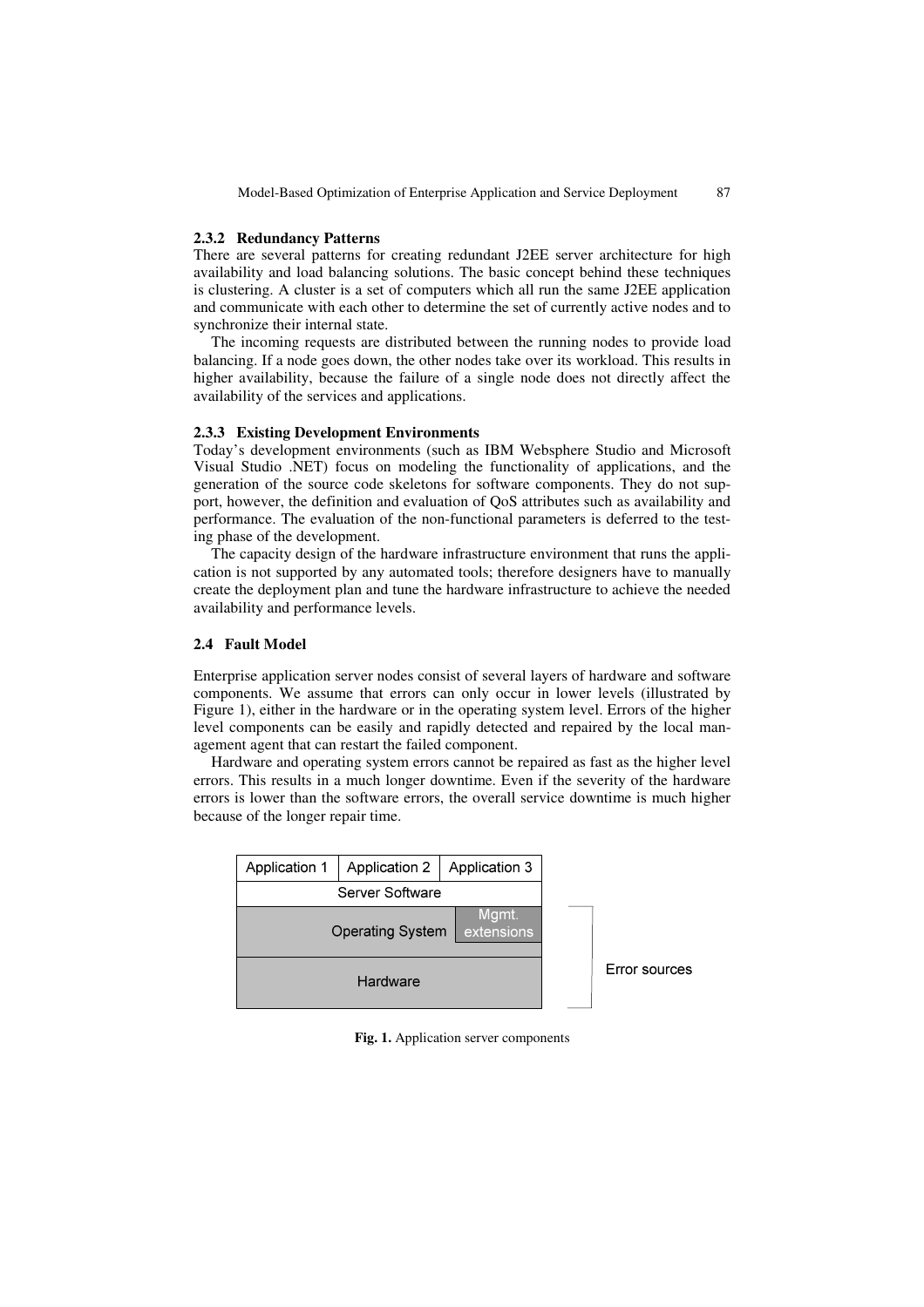### 2.3.2 Redundancy Patterns

There are several patterns for creating redundant J2EE server architecture for high availability and load balancing solutions. The basic concept behind these techniques is clustering. A cluster is a set of computers which all run the same J2EE application and communicate with each other to determine the set of currently active nodes and to synchronize their internal state.

The incoming requests are distributed between the running nodes to provide load balancing. If a node goes down, the other nodes take over its workload. This results in higher availability, because the failure of a single node does not directly affect the availability of the services and applications.

### 2.3.3 Existing Development Environments

Today's development environments (such as IBM Websphere Studio and Microsoft Visual Studio .NET) focus on modeling the functionality of applications, and the generation of the source code skeletons for software components. They do not support, however, the definition and evaluation of QoS attributes such as availability and performance. The evaluation of the non-functional parameters is deferred to the testing phase of the development.

The capacity design of the hardware infrastructure environment that runs the application is not supported by any automated tools; therefore designers have to manually create the deployment plan and tune the hardware infrastructure to achieve the needed availability and performance levels.

## 2.4 Fault Model

Enterprise application server nodes consist of several layers of hardware and software components. We assume that errors can only occur in lower levels (illustrated by Figure 1), either in the hardware or in the operating system level. Errors of the higher level components can be easily and rapidly detected and repaired by the local management agent that can restart the failed component.

Hardware and operating system errors cannot be repaired as fast as the higher level errors. This results in a much longer downtime. Even if the severity of the hardware errors is lower than the software errors, the overall service downtime is much higher because of the longer repair time.

**Fig. 1.** Application server components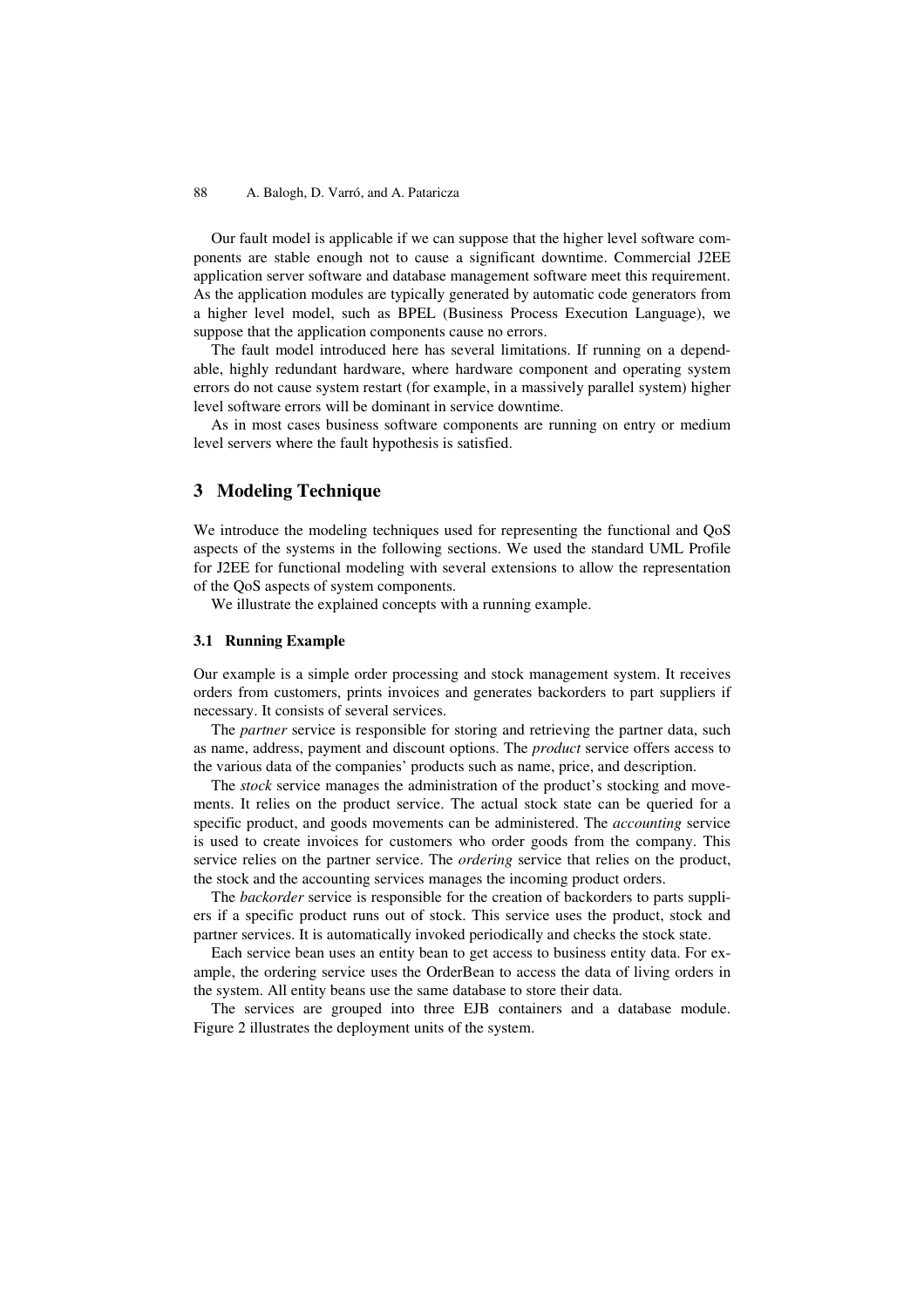Our fault model is applicable if we can suppose that the higher level software components are stable enough not to cause a significant downtime. Commercial J2EE application server software and database management software meet this requirement. As the application modules are typically generated by automatic code generators from a higher level model, such as BPEL (Business Process Execution Language), we suppose that the application components cause no errors.

The fault model introduced here has several limitations. If running on a dependable, highly redundant hardware, where hardware component and operating system errors do not cause system restart (for example, in a massively parallel system) higher level software errors will be dominant in service downtime.

As in most cases business software components are running on entry or medium level servers where the fault hypothesis is satisfied.

## 3 Modeling Technique

We introduce the modeling techniques used for representing the functional and QoS aspects of the systems in the following sections. We used the standard UML Profile for J2EE for functional modeling with several extensions to allow the representation of the QoS aspects of system components.

We illustrate the explained concepts with a running example.

### 3.1 Running Example

Our example is a simple order processing and stock management system. It receives orders from customers, prints invoices and generates backorders to part suppliers if necessary. It consists of several services.

The *partner* service is responsible for storing and retrieving the partner data, such as name, address, payment and discount options. The *product* service offers access to the various data of the companies' products such as name, price, and description.

The *stock* service manages the administration of the product's stocking and movements. It relies on the product service. The actual stock state can be queried for a specific product, and goods movements can be administered. The *accounting* service is used to create invoices for customers who order goods from the company. This service relies on the partner service. The *ordering* service that relies on the product, the stock and the accounting services manages the incoming product orders.

The *backorder* service is responsible for the creation of backorders to parts suppliers if a specific product runs out of stock. This service uses the product, stock and partner services. It is automatically invoked periodically and checks the stock state.

Each service bean uses an entity bean to get access to business entity data. For example, the ordering service uses the OrderBean to access the data of living orders in the system. All entity beans use the same database to store their data.

The services are grouped into three EJB containers and a database module. Figure 2 illustrates the deployment units of the system.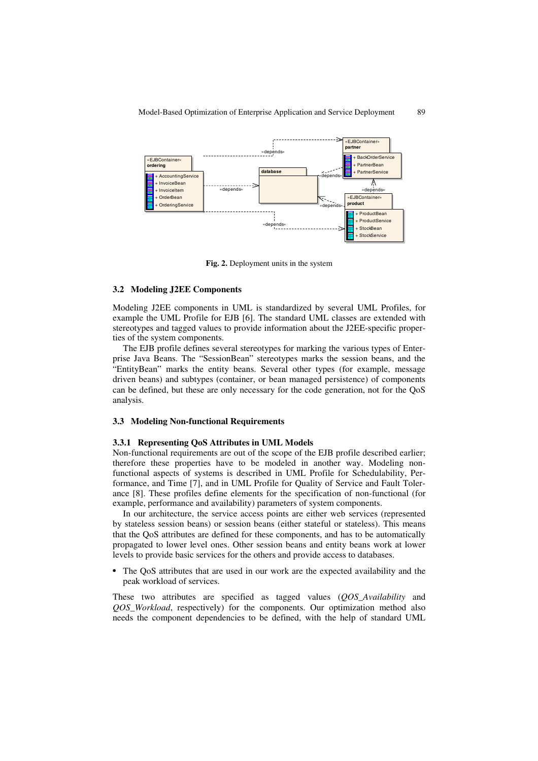Fig. 2. Deployment units in the system

### 3.2 Modeling J2EE Components

Modeling J2EE components in UML is standardized by several UML Profiles, for example the UML Profile for EJB [6]. The standard UML classes are extended with stereotypes and tagged values to provide information about the J2EE-specific properties of the system components.

The EJB profile defines several stereotypes for marking the various types of Enterprise Java Beans. The "SessionBean" stereotypes marks the session beans, and the "EntityBean" marks the entity beans. Several other types (for example, message driven beans) and subtypes (container, or bean managed persistence) of components can be defined, but these are only necessary for the code generation, not for the QoS analysis.

### 3.3 Modeling Non-functional Requirements

#### 3.3.1 Representing QoS Attributes in UML Models

Non-functional requirements are out of the scope of the EJB profile described earlier; therefore these properties have to be modeled in another way. Modeling non-functional aspects of systems is described in UML Profile for Schedulability, Performance, and Time [7], and in UML Profile for Quality of Service and Fault Tolerance [8]. These profiles define elements for the specification of non-functional (for example, performance and availability) parameters of system components.

In our architecture, the service access points are either web services (represented by stateless session beans) or session beans (either stateful or stateless). This means that the QoS attributes are defined for these components, and has to be automatically propagated to lower level ones. Other session beans and entity beans work at lower levels to provide basic services for the others and provide access to databases.

- The QoS attributes that are used in our work are the expected availability and the peak workload of services.

These two attributes are specified as tagged values (*QOS_Availability* and *QOS_Workload*, respectively) for the components. Our optimization method also needs the component dependencies to be defined, with the help of standard UML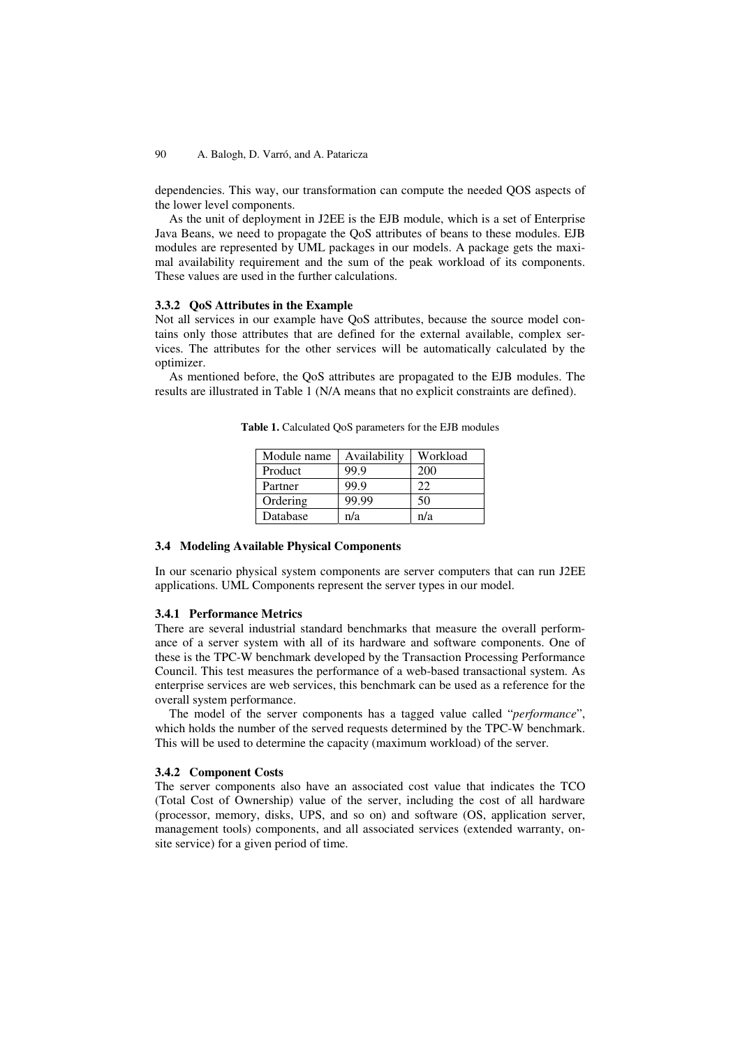dependencies. This way, our transformation can compute the needed QOS aspects of the lower level components.

As the unit of deployment in J2EE is the EJB module, which is a set of Enterprise Java Beans, we need to propagate the QoS attributes of beans to these modules. EJB modules are represented by UML packages in our models. A package gets the maximal availability requirement and the sum of the peak workload of its components. These values are used in the further calculations.

#### 3.3.2 QoS Attributes in the Example

Not all services in our example have QoS attributes, because the source model contains only those attributes that are defined for the external available, complex services. The attributes for the other services will be automatically calculated by the optimizer.

As mentioned before, the QoS attributes are propagated to the EJB modules. The results are illustrated in Table 1 (N/A means that no explicit constraints are defined).

**Table 1.** Calculated QoS parameters for the EJB modules

| Module name | Availability | Workload |
|---|---|---|
| Product | 99.9 | 200 |
| Partner | 99.9 | 22 |
| Ordering | 99.99 | 50 |
| Database | n/a | n/a |

### 3.4 Modeling Available Physical Components

In our scenario physical system components are server computers that can run J2EE applications. UML Components represent the server types in our model.

#### 3.4.1 Performance Metrics

There are several industrial standard benchmarks that measure the overall performance of a server system with all of its hardware and software components. One of these is the TPC-W benchmark developed by the Transaction Processing Performance Council. This test measures the performance of a web-based transactional system. As enterprise services are web services, this benchmark can be used as a reference for the overall system performance.

The model of the server components has a tagged value called "*performance*", which holds the number of the served requests determined by the TPC-W benchmark. This will be used to determine the capacity (maximum workload) of the server.

#### 3.4.2 Component Costs

The server components also have an associated cost value that indicates the TCO (Total Cost of Ownership) value of the server, including the cost of all hardware (processor, memory, disks, UPS, and so on) and software (OS, application server, management tools) components, and all associated services (extended warranty, onsite service) for a given period of time.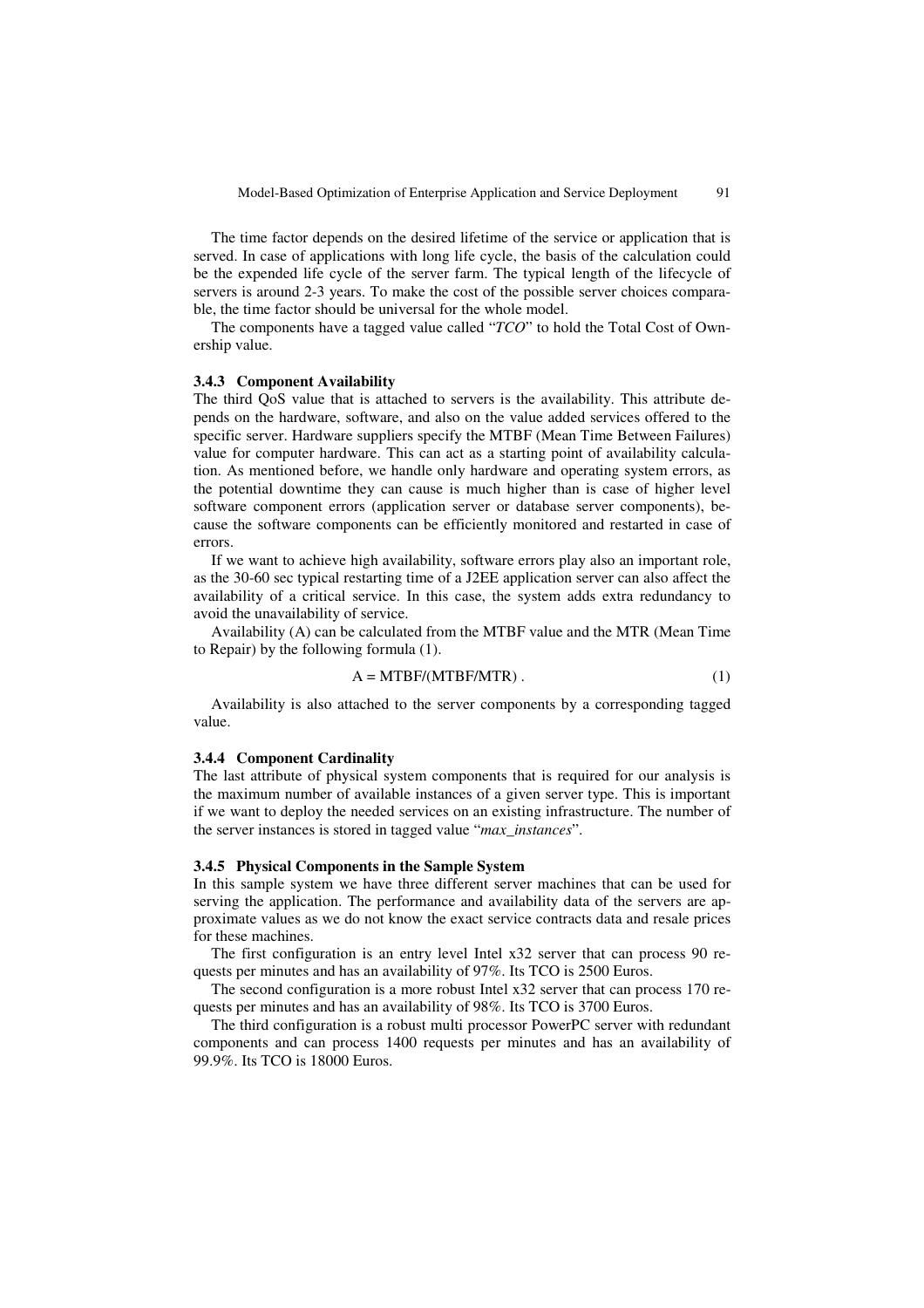The time factor depends on the desired lifetime of the service or application that is served. In case of applications with long life cycle, the basis of the calculation could be the expended life cycle of the server farm. The typical length of the lifecycle of servers is around 2-3 years. To make the cost of the possible server choices comparable, the time factor should be universal for the whole model.

The components have a tagged value called "*TCO*" to hold the Total Cost of Ownership value.

#### 3.4.3 Component Availability

The third QoS value that is attached to servers is the availability. This attribute depends on the hardware, software, and also on the value added services offered to the specific server. Hardware suppliers specify the MTBF (Mean Time Between Failures) value for computer hardware. This can act as a starting point of availability calculation. As mentioned before, we handle only hardware and operating system errors, as the potential downtime they can cause is much higher than is case of higher level software component errors (application server or database server components), because the software components can be efficiently monitored and restarted in case of errors.

If we want to achieve high availability, software errors play also an important role, as the 30-60 sec typical restarting time of a J2EE application server can also affect the availability of a critical service. In this case, the system adds extra redundancy to avoid the unavailability of service.

Availability (A) can be calculated from the MTBF value and the MTR (Mean Time to Repair) by the following formula (1).

$$A = MTBF/(MTBF/MTR)\ . \tag{1}$$

Availability is also attached to the server components by a corresponding tagged value.

#### 3.4.4 Component Cardinality

The last attribute of physical system components that is required for our analysis is the maximum number of available instances of a given server type. This is important if we want to deploy the needed services on an existing infrastructure. The number of the server instances is stored in tagged value "*max_instances*".

#### 3.4.5 Physical Components in the Sample System

In this sample system we have three different server machines that can be used for serving the application. The performance and availability data of the servers are approximate values as we do not know the exact service contracts data and resale prices for these machines.

The first configuration is an entry level Intel x32 server that can process 90 requests per minutes and has an availability of 97%. Its TCO is 2500 Euros.

The second configuration is a more robust Intel x32 server that can process 170 requests per minutes and has an availability of 98%. Its TCO is 3700 Euros.

The third configuration is a robust multi processor PowerPC server with redundant components and can process 1400 requests per minutes and has an availability of 99.9%. Its TCO is 18000 Euros.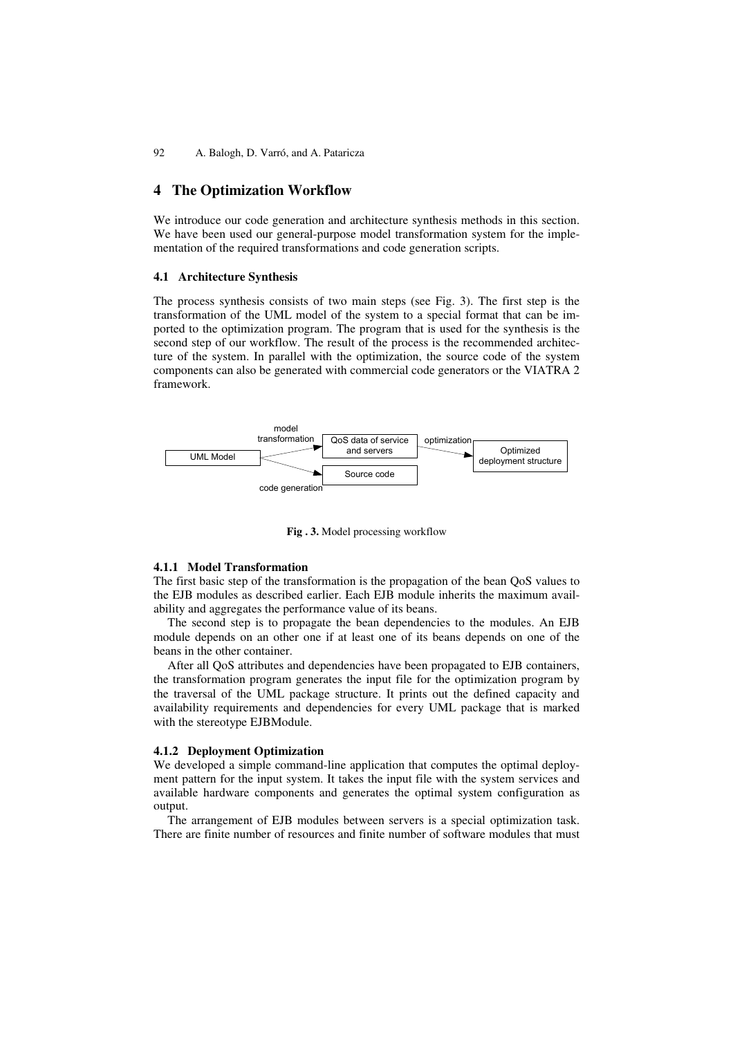## 4 The Optimization Workflow

We introduce our code generation and architecture synthesis methods in this section. We have been used our general-purpose model transformation system for the implementation of the required transformations and code generation scripts.

### 4.1 Architecture Synthesis

The process synthesis consists of two main steps (see Fig. 3). The first step is the transformation of the UML model of the system to a special format that can be imported to the optimization program. The program that is used for the synthesis is the second step of our workflow. The result of the process is the recommended architecture of the system. In parallel with the optimization, the source code of the system components can also be generated with commercial code generators or the VIATRA 2 framework.

**Fig . 3.** Model processing workflow

#### 4.1.1 Model Transformation

The first basic step of the transformation is the propagation of the bean QoS values to the EJB modules as described earlier. Each EJB module inherits the maximum availability and aggregates the performance value of its beans.

The second step is to propagate the bean dependencies to the modules. An EJB module depends on an other one if at least one of its beans depends on one of the beans in the other container.

After all QoS attributes and dependencies have been propagated to EJB containers, the transformation program generates the input file for the optimization program by the traversal of the UML package structure. It prints out the defined capacity and availability requirements and dependencies for every UML package that is marked with the stereotype EJBModule.

#### 4.1.2 Deployment Optimization

We developed a simple command-line application that computes the optimal deployment pattern for the input system. It takes the input file with the system services and available hardware components and generates the optimal system configuration as output.

The arrangement of EJB modules between servers is a special optimization task. There are finite number of resources and finite number of software modules that must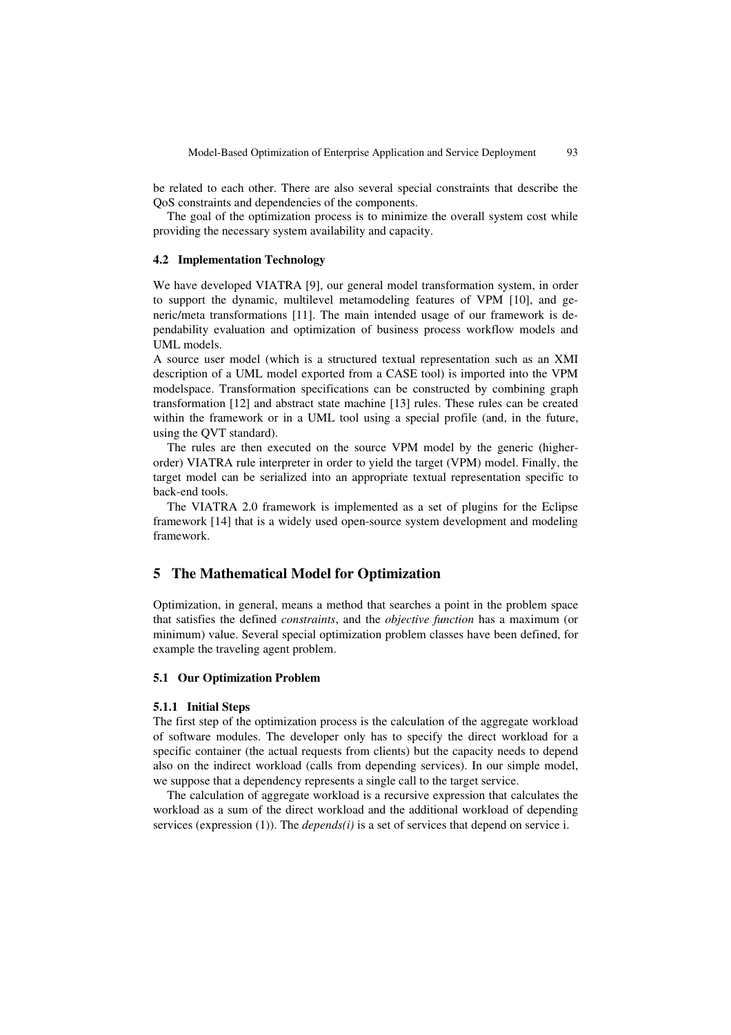be related to each other. There are also several special constraints that describe the QoS constraints and dependencies of the components.

The goal of the optimization process is to minimize the overall system cost while providing the necessary system availability and capacity.

### 4.2 Implementation Technology

We have developed VIATRA [9], our general model transformation system, in order to support the dynamic, multilevel metamodeling features of VPM [10], and generic/meta transformations [11]. The main intended usage of our framework is dependability evaluation and optimization of business process workflow models and UML models.

A source user model (which is a structured textual representation such as an XMI description of a UML model exported from a CASE tool) is imported into the VPM modelspace. Transformation specifications can be constructed by combining graph transformation [12] and abstract state machine [13] rules. These rules can be created within the framework or in a UML tool using a special profile (and, in the future, using the QVT standard).

The rules are then executed on the source VPM model by the generic (higher-order) VIATRA rule interpreter in order to yield the target (VPM) model. Finally, the target model can be serialized into an appropriate textual representation specific to back-end tools.

The VIATRA 2.0 framework is implemented as a set of plugins for the Eclipse framework [14] that is a widely used open-source system development and modeling framework.

## 5 The Mathematical Model for Optimization

Optimization, in general, means a method that searches a point in the problem space that satisfies the defined *constraints*, and the *objective function* has a maximum (or minimum) value. Several special optimization problem classes have been defined, for example the traveling agent problem.

### 5.1 Our Optimization Problem

#### 5.1.1 Initial Steps

The first step of the optimization process is the calculation of the aggregate workload of software modules. The developer only has to specify the direct workload for a specific container (the actual requests from clients) but the capacity needs to depend also on the indirect workload (calls from depending services). In our simple model, we suppose that a dependency represents a single call to the target service.

The calculation of aggregate workload is a recursive expression that calculates the workload as a sum of the direct workload and the additional workload of depending services (expression (1)). The *depends(i)* is a set of services that depend on service i.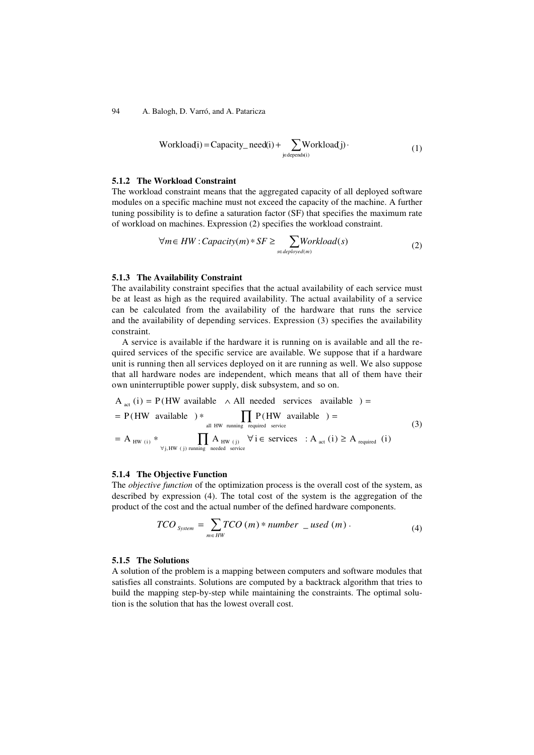$$\text{Workload}(i) = \text{Capacity\_need}(i) + \sum_{j \in \text{depends}(i)} \text{Workload}(j) \cdot \tag{1}$$

### 5.1.2 The Workload Constraint

The workload constraint means that the aggregated capacity of all deployed software modules on a specific machine must not exceed the capacity of the machine. A further tuning possibility is to define a saturation factor (SF) that specifies the maximum rate of workload on machines. Expression (2) specifies the workload constraint.

$$\forall m \in HW : Capacity(m) * SF \geq \sum_{s \in deployed(m)} Workload(s) \tag{2}$$

### 5.1.3 The Availability Constraint

The availability constraint specifies that the actual availability of each service must be at least as high as the required availability. The actual availability of a service can be calculated from the availability of the hardware that runs the service and the availability of depending services. Expression (3) specifies the availability constraint.

A service is available if the hardware it is running on is available and all the required services of the specific service are available. We suppose that if a hardware unit is running then all services deployed on it are running as well. We also suppose that all hardware nodes are independent, which means that all of them have their own uninterruptible power supply, disk subsystem, and so on.

$$\begin{aligned}
& \text{A}_{\text{act}}(\text{i}) = \text{P}(\text{HW available} \;\wedge\; \text{All needed services available}) = \\
& = \text{P}(\text{HW available}) * \prod_{\text{all HW running required service}} \text{P}(\text{HW available}) = \\
& = \text{A}_{\text{HW}(\text{i})} * \prod_{\forall \text{j}, \text{HW}(\text{j}) \text{ running needed service}} \text{A}_{\text{HW}(\text{j})} \quad \forall \text{i} \in \text{services} : \text{A}_{\text{act}}(\text{i}) \geq \text{A}_{\text{required}}(\text{i})
\end{aligned} \tag{3}$$

### 5.1.4 The Objective Function

The *objective function* of the optimization process is the overall cost of the system, as described by expression (4). The total cost of the system is the aggregation of the product of the cost and the actual number of the defined hardware components.

$$TCO_{System} = \sum_{m \in HW} TCO(m) * number\_used(m) \cdot \tag{4}$$

### 5.1.5 The Solutions

A solution of the problem is a mapping between computers and software modules that satisfies all constraints. Solutions are computed by a backtrack algorithm that tries to build the mapping step-by-step while maintaining the constraints. The optimal solution is the solution that has the lowest overall cost.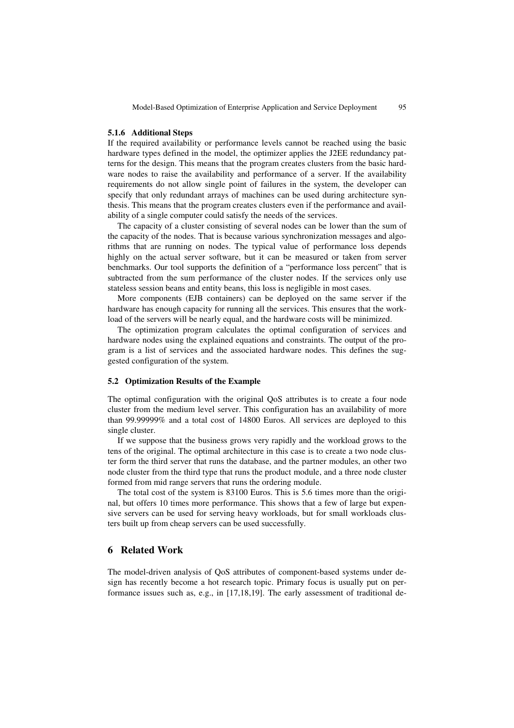#### 5.1.6 Additional Steps

If the required availability or performance levels cannot be reached using the basic hardware types defined in the model, the optimizer applies the J2EE redundancy patterns for the design. This means that the program creates clusters from the basic hardware nodes to raise the availability and performance of a server. If the availability requirements do not allow single point of failures in the system, the developer can specify that only redundant arrays of machines can be used during architecture synthesis. This means that the program creates clusters even if the performance and availability of a single computer could satisfy the needs of the services.

The capacity of a cluster consisting of several nodes can be lower than the sum of the capacity of the nodes. That is because various synchronization messages and algorithms that are running on nodes. The typical value of performance loss depends highly on the actual server software, but it can be measured or taken from server benchmarks. Our tool supports the definition of a "performance loss percent" that is subtracted from the sum performance of the cluster nodes. If the services only use stateless session beans and entity beans, this loss is negligible in most cases.

More components (EJB containers) can be deployed on the same server if the hardware has enough capacity for running all the services. This ensures that the workload of the servers will be nearly equal, and the hardware costs will be minimized.

The optimization program calculates the optimal configuration of services and hardware nodes using the explained equations and constraints. The output of the program is a list of services and the associated hardware nodes. This defines the suggested configuration of the system.

### 5.2 Optimization Results of the Example

The optimal configuration with the original QoS attributes is to create a four node cluster from the medium level server. This configuration has an availability of more than 99.99999% and a total cost of 14800 Euros. All services are deployed to this single cluster.

If we suppose that the business grows very rapidly and the workload grows to the tens of the original. The optimal architecture in this case is to create a two node cluster form the third server that runs the database, and the partner modules, an other two node cluster from the third type that runs the product module, and a three node cluster formed from mid range servers that runs the ordering module.

The total cost of the system is 83100 Euros. This is 5.6 times more than the original, but offers 10 times more performance. This shows that a few of large but expensive servers can be used for serving heavy workloads, but for small workloads clusters built up from cheap servers can be used successfully.

## 6 Related Work

The model-driven analysis of QoS attributes of component-based systems under design has recently become a hot research topic. Primary focus is usually put on performance issues such as, e.g., in [17,18,19]. The early assessment of traditional de-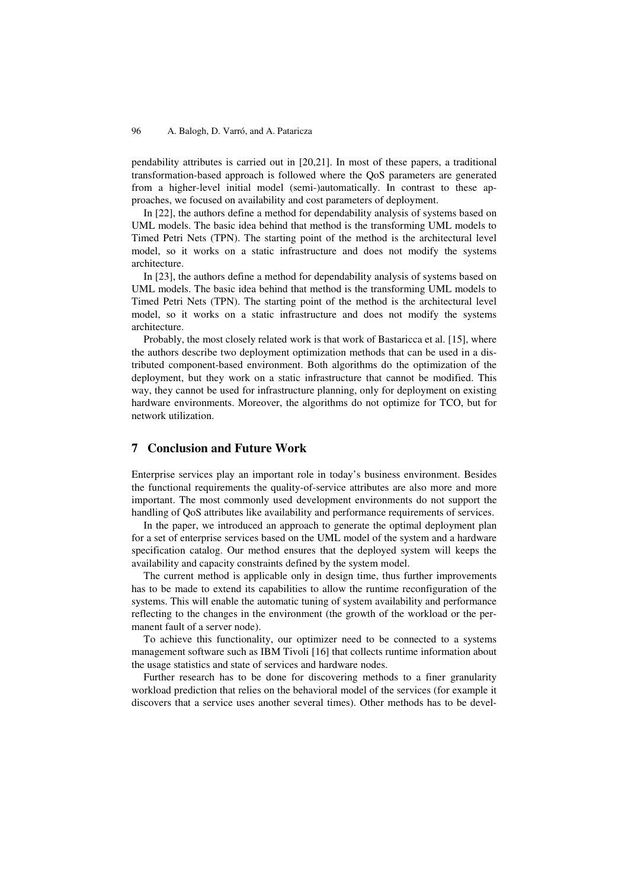pendability attributes is carried out in [20,21]. In most of these papers, a traditional transformation-based approach is followed where the QoS parameters are generated from a higher-level initial model (semi-)automatically. In contrast to these approaches, we focused on availability and cost parameters of deployment.

In [22], the authors define a method for dependability analysis of systems based on UML models. The basic idea behind that method is the transforming UML models to Timed Petri Nets (TPN). The starting point of the method is the architectural level model, so it works on a static infrastructure and does not modify the systems architecture.

In [23], the authors define a method for dependability analysis of systems based on UML models. The basic idea behind that method is the transforming UML models to Timed Petri Nets (TPN). The starting point of the method is the architectural level model, so it works on a static infrastructure and does not modify the systems architecture.

Probably, the most closely related work is that work of Bastaricca et al. [15], where the authors describe two deployment optimization methods that can be used in a distributed component-based environment. Both algorithms do the optimization of the deployment, but they work on a static infrastructure that cannot be modified. This way, they cannot be used for infrastructure planning, only for deployment on existing hardware environments. Moreover, the algorithms do not optimize for TCO, but for network utilization.

## 7 Conclusion and Future Work

Enterprise services play an important role in today's business environment. Besides the functional requirements the quality-of-service attributes are also more and more important. The most commonly used development environments do not support the handling of QoS attributes like availability and performance requirements of services.

In the paper, we introduced an approach to generate the optimal deployment plan for a set of enterprise services based on the UML model of the system and a hardware specification catalog. Our method ensures that the deployed system will keeps the availability and capacity constraints defined by the system model.

The current method is applicable only in design time, thus further improvements has to be made to extend its capabilities to allow the runtime reconfiguration of the systems. This will enable the automatic tuning of system availability and performance reflecting to the changes in the environment (the growth of the workload or the permanent fault of a server node).

To achieve this functionality, our optimizer need to be connected to a systems management software such as IBM Tivoli [16] that collects runtime information about the usage statistics and state of services and hardware nodes.

Further research has to be done for discovering methods to a finer granularity workload prediction that relies on the behavioral model of the services (for example it discovers that a service uses another several times). Other methods has to be devel-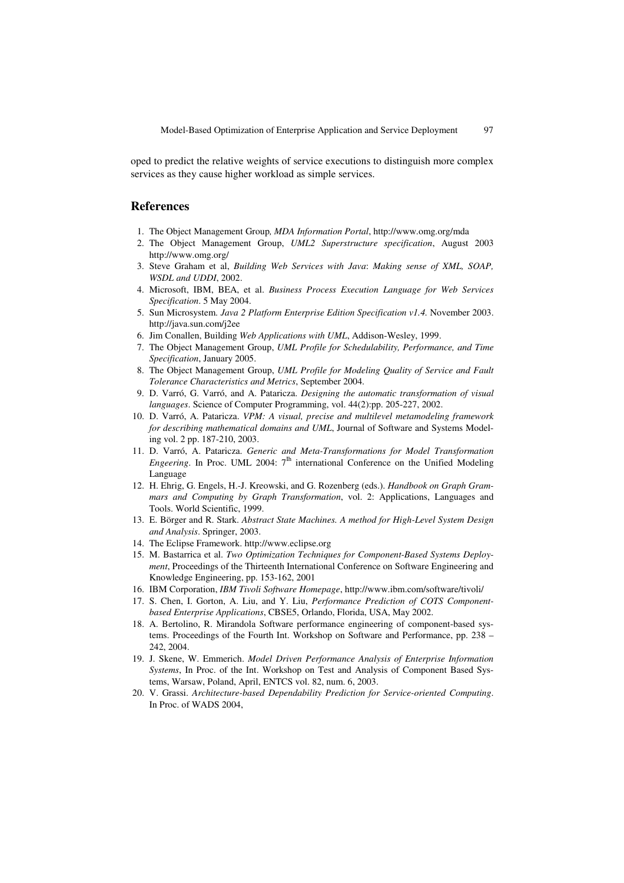oped to predict the relative weights of service executions to distinguish more complex services as they cause higher workload as simple services.

## References

1. The Object Management Group, *MDA Information Portal*, http://www.omg.org/mda
2. The Object Management Group, *UML2 Superstructure specification*, August 2003 http://www.omg.org/
3. Steve Graham et al, *Building Web Services with Java*: *Making sense of XML, SOAP, WSDL and UDDI*, 2002.
4. Microsoft, IBM, BEA, et al. *Business Process Execution Language for Web Services Specification*. 5 May 2004.
5. Sun Microsystem. *Java 2 Platform Enterprise Edition Specification v1.4.* November 2003. http://java.sun.com/j2ee
6. Jim Conallen, Building *Web Applications with UML*, Addison-Wesley, 1999.
7. The Object Management Group, *UML Profile for Schedulability, Performance, and Time Specification*, January 2005.
8. The Object Management Group, *UML Profile for Modeling Quality of Service and Fault Tolerance Characteristics and Metrics*, September 2004.
9. D. Varró, G. Varró, and A. Pataricza. *Designing the automatic transformation of visual languages*. Science of Computer Programming, vol. 44(2):pp. 205-227, 2002.
10. D. Varró, A. Pataricza. *VPM: A visual, precise and multilevel metamodeling framework for describing mathematical domains and UML*, Journal of Software and Systems Modeling vol. 2 pp. 187-210, 2003.
11. D. Varró, A. Pataricza. *Generic and Meta-Transformations for Model Transformation Engeering*. In Proc. UML 2004: 7[th] international Conference on the Unified Modeling Language
12. H. Ehrig, G. Engels, H.-J. Kreowski, and G. Rozenberg (eds.). *Handbook on Graph Grammars and Computing by Graph Transformation*, vol. 2: Applications, Languages and Tools. World Scientific, 1999.
13. E. Börger and R. Stark. *Abstract State Machines. A method for High-Level System Design and Analysis*. Springer, 2003.
14. The Eclipse Framework. http://www.eclipse.org
15. M. Bastarrica et al. *Two Optimization Techniques for Component-Based Systems Deployment*, Proceedings of the Thirteenth International Conference on Software Engineering and Knowledge Engineering, pp. 153-162, 2001
16. IBM Corporation, *IBM Tivoli Software Homepage*, http://www.ibm.com/software/tivoli/
17. S. Chen, I. Gorton, A. Liu, and Y. Liu, *Performance Prediction of COTS Component-based Enterprise Applications*, CBSE5, Orlando, Florida, USA, May 2002.
18. A. Bertolino, R. Mirandola Software performance engineering of component-based systems. Proceedings of the Fourth Int. Workshop on Software and Performance, pp. 238 – 242, 2004.
19. J. Skene, W. Emmerich. *Model Driven Performance Analysis of Enterprise Information Systems*, In Proc. of the Int. Workshop on Test and Analysis of Component Based Systems, Warsaw, Poland, April, ENTCS vol. 82, num. 6, 2003.
20. V. Grassi. *Architecture-based Dependability Prediction for Service-oriented Computing*. In Proc. of WADS 2004,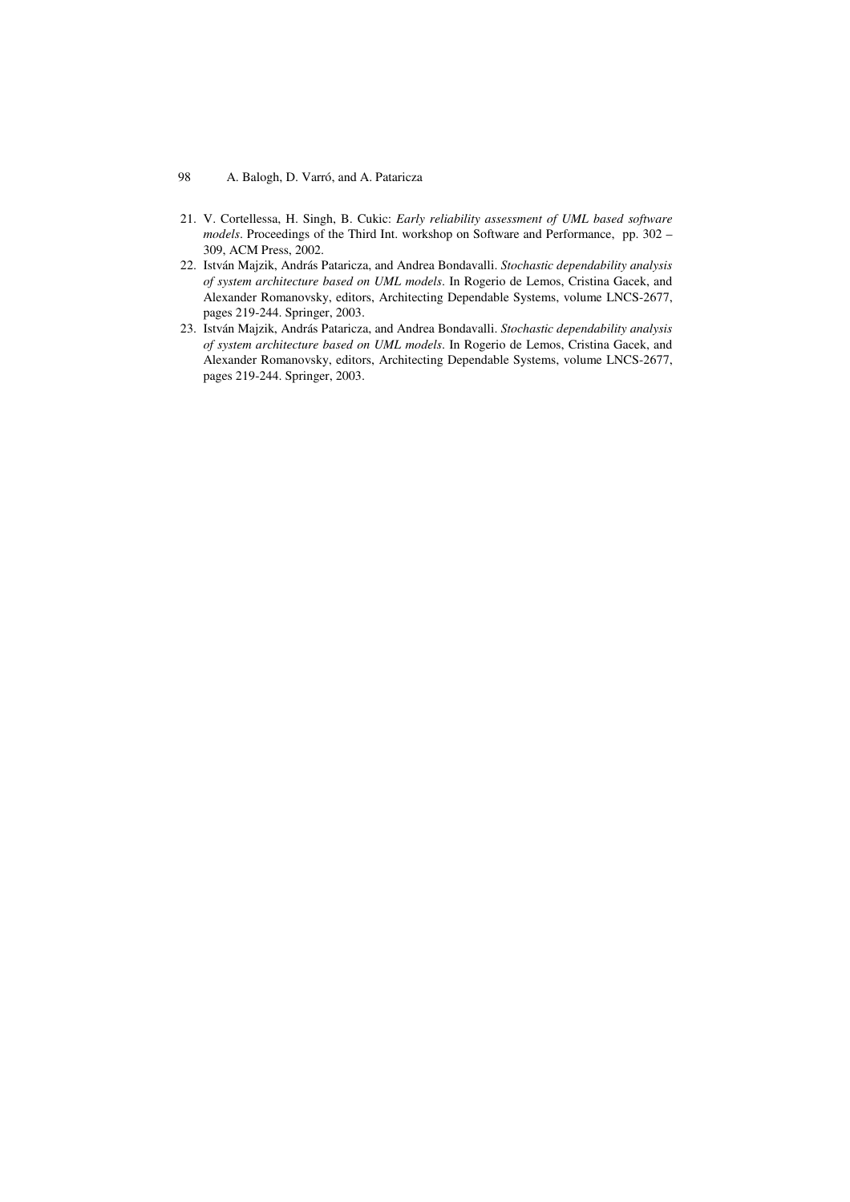21. V. Cortellessa, H. Singh, B. Cukic: *Early reliability assessment of UML based software models*. Proceedings of the Third Int. workshop on Software and Performance, pp. 302 – 309, ACM Press, 2002.
22. István Majzik, András Pataricza, and Andrea Bondavalli. *Stochastic dependability analysis of system architecture based on UML models*. In Rogerio de Lemos, Cristina Gacek, and Alexander Romanovsky, editors, Architecting Dependable Systems, volume LNCS-2677, pages 219-244. Springer, 2003.
23. István Majzik, András Pataricza, and Andrea Bondavalli. *Stochastic dependability analysis of system architecture based on UML models*. In Rogerio de Lemos, Cristina Gacek, and Alexander Romanovsky, editors, Architecting Dependable Systems, volume LNCS-2677, pages 219-244. Springer, 2003.